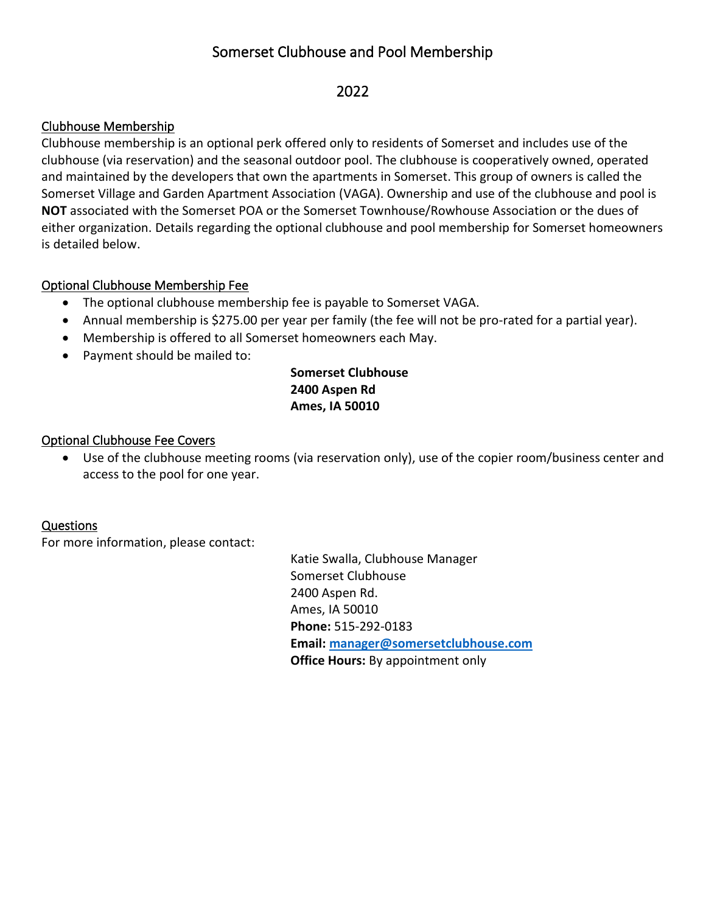# Somerset Clubhouse and Pool Membership

## 2022

### Clubhouse Membership

Clubhouse membership is an optional perk offered only to residents of Somerset and includes use of the clubhouse (via reservation) and the seasonal outdoor pool. The clubhouse is cooperatively owned, operated and maintained by the developers that own the apartments in Somerset. This group of owners is called the Somerset Village and Garden Apartment Association (VAGA). Ownership and use of the clubhouse and pool is **NOT** associated with the Somerset POA or the Somerset Townhouse/Rowhouse Association or the dues of either organization. Details regarding the optional clubhouse and pool membership for Somerset homeowners is detailed below.

### Optional Clubhouse Membership Fee

- The optional clubhouse membership fee is payable to Somerset VAGA.
- Annual membership is $275.00 per year per family (the fee will not be pro-rated for a partial year).
- Membership is offered to all Somerset homeowners each May.
- Payment should be mailed to:

**Somerset Clubhouse**
**2400 Aspen Rd**
**Ames, IA 50010**

### Optional Clubhouse Fee Covers

- Use of the clubhouse meeting rooms (via reservation only), use of the copier room/business center and access to the pool for one year.

### Questions

For more information, please contact:

Katie Swalla, Clubhouse Manager
Somerset Clubhouse
2400 Aspen Rd.
Ames, IA 50010
**Phone:** 515-292-0183
**Email:** manager@somersetclubhouse.com
**Office Hours:** By appointment only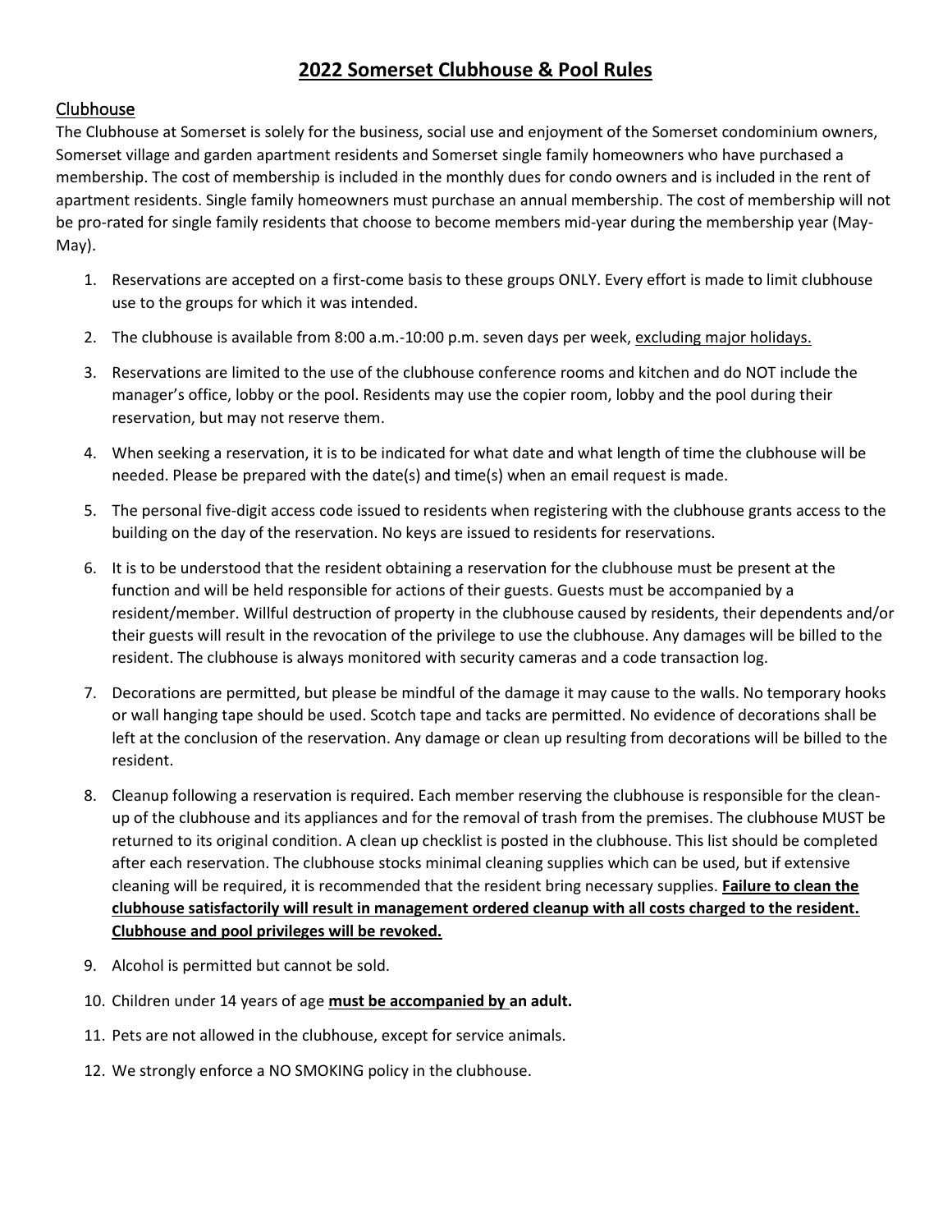# 2022 Somerset Clubhouse & Pool Rules

## Clubhouse

The Clubhouse at Somerset is solely for the business, social use and enjoyment of the Somerset condominium owners, Somerset village and garden apartment residents and Somerset single family homeowners who have purchased a membership. The cost of membership is included in the monthly dues for condo owners and is included in the rent of apartment residents. Single family homeowners must purchase an annual membership. The cost of membership will not be pro-rated for single family residents that choose to become members mid-year during the membership year (May-May).

1. Reservations are accepted on a first-come basis to these groups ONLY. Every effort is made to limit clubhouse use to the groups for which it was intended.
2. The clubhouse is available from 8:00 a.m.-10:00 p.m. seven days per week, excluding major holidays.
3. Reservations are limited to the use of the clubhouse conference rooms and kitchen and do NOT include the manager's office, lobby or the pool. Residents may use the copier room, lobby and the pool during their reservation, but may not reserve them.
4. When seeking a reservation, it is to be indicated for what date and what length of time the clubhouse will be needed. Please be prepared with the date(s) and time(s) when an email request is made.
5. The personal five-digit access code issued to residents when registering with the clubhouse grants access to the building on the day of the reservation. No keys are issued to residents for reservations.
6. It is to be understood that the resident obtaining a reservation for the clubhouse must be present at the function and will be held responsible for actions of their guests. Guests must be accompanied by a resident/member. Willful destruction of property in the clubhouse caused by residents, their dependents and/or their guests will result in the revocation of the privilege to use the clubhouse. Any damages will be billed to the resident. The clubhouse is always monitored with security cameras and a code transaction log.
7. Decorations are permitted, but please be mindful of the damage it may cause to the walls. No temporary hooks or wall hanging tape should be used. Scotch tape and tacks are permitted. No evidence of decorations shall be left at the conclusion of the reservation. Any damage or clean up resulting from decorations will be billed to the resident.
8. Cleanup following a reservation is required. Each member reserving the clubhouse is responsible for the clean-up of the clubhouse and its appliances and for the removal of trash from the premises. The clubhouse MUST be returned to its original condition. A clean up checklist is posted in the clubhouse. This list should be completed after each reservation. The clubhouse stocks minimal cleaning supplies which can be used, but if extensive cleaning will be required, it is recommended that the resident bring necessary supplies. **Failure to clean the clubhouse satisfactorily will result in management ordered cleanup with all costs charged to the resident. Clubhouse and pool privileges will be revoked.**
9. Alcohol is permitted but cannot be sold.
10. Children under 14 years of age **must be accompanied by an adult.**
11. Pets are not allowed in the clubhouse, except for service animals.
12. We strongly enforce a NO SMOKING policy in the clubhouse.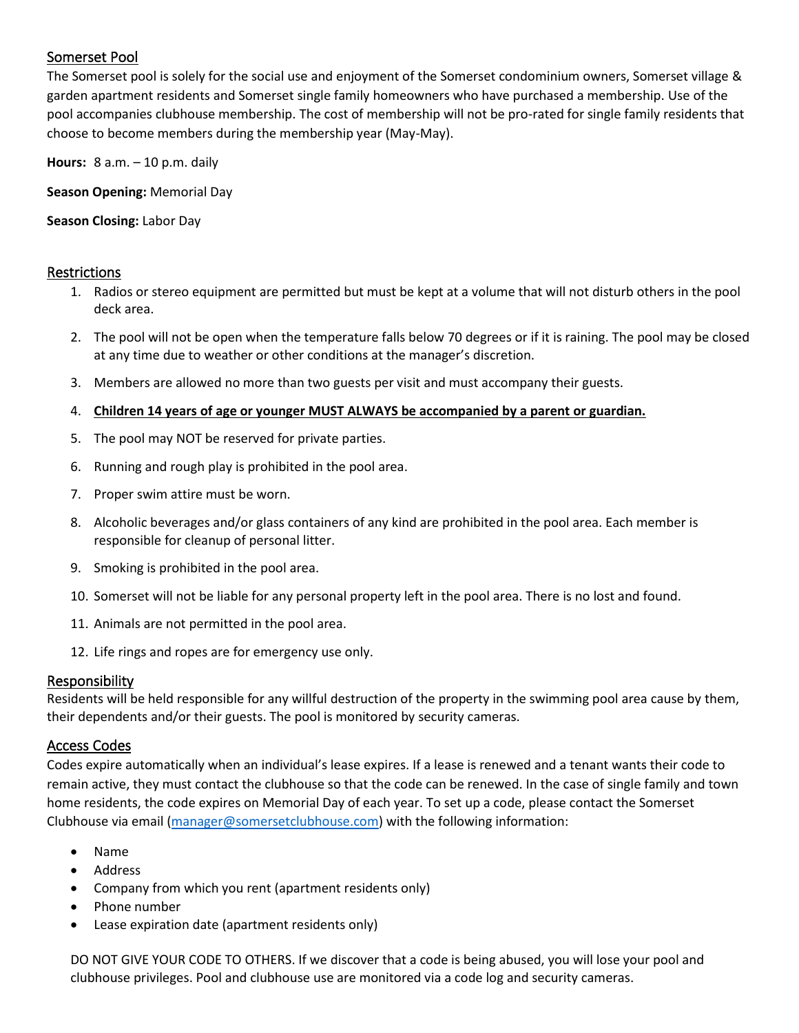## Somerset Pool

The Somerset pool is solely for the social use and enjoyment of the Somerset condominium owners, Somerset village & garden apartment residents and Somerset single family homeowners who have purchased a membership. Use of the pool accompanies clubhouse membership. The cost of membership will not be pro-rated for single family residents that choose to become members during the membership year (May-May).

**Hours:** 8 a.m. – 10 p.m. daily

**Season Opening:** Memorial Day

**Season Closing:** Labor Day

## Restrictions

1. Radios or stereo equipment are permitted but must be kept at a volume that will not disturb others in the pool deck area.
2. The pool will not be open when the temperature falls below 70 degrees or if it is raining. The pool may be closed at any time due to weather or other conditions at the manager's discretion.
3. Members are allowed no more than two guests per visit and must accompany their guests.
4. **Children 14 years of age or younger MUST ALWAYS be accompanied by a parent or guardian.**
5. The pool may NOT be reserved for private parties.
6. Running and rough play is prohibited in the pool area.
7. Proper swim attire must be worn.
8. Alcoholic beverages and/or glass containers of any kind are prohibited in the pool area. Each member is responsible for cleanup of personal litter.
9. Smoking is prohibited in the pool area.
10. Somerset will not be liable for any personal property left in the pool area. There is no lost and found.
11. Animals are not permitted in the pool area.
12. Life rings and ropes are for emergency use only.

## Responsibility

Residents will be held responsible for any willful destruction of the property in the swimming pool area cause by them, their dependents and/or their guests. The pool is monitored by security cameras.

## Access Codes

Codes expire automatically when an individual's lease expires. If a lease is renewed and a tenant wants their code to remain active, they must contact the clubhouse so that the code can be renewed. In the case of single family and town home residents, the code expires on Memorial Day of each year. To set up a code, please contact the Somerset Clubhouse via email (manager@somersetclubhouse.com) with the following information:

- Name
- Address
- Company from which you rent (apartment residents only)
- Phone number
- Lease expiration date (apartment residents only)

DO NOT GIVE YOUR CODE TO OTHERS. If we discover that a code is being abused, you will lose your pool and clubhouse privileges. Pool and clubhouse use are monitored via a code log and security cameras.